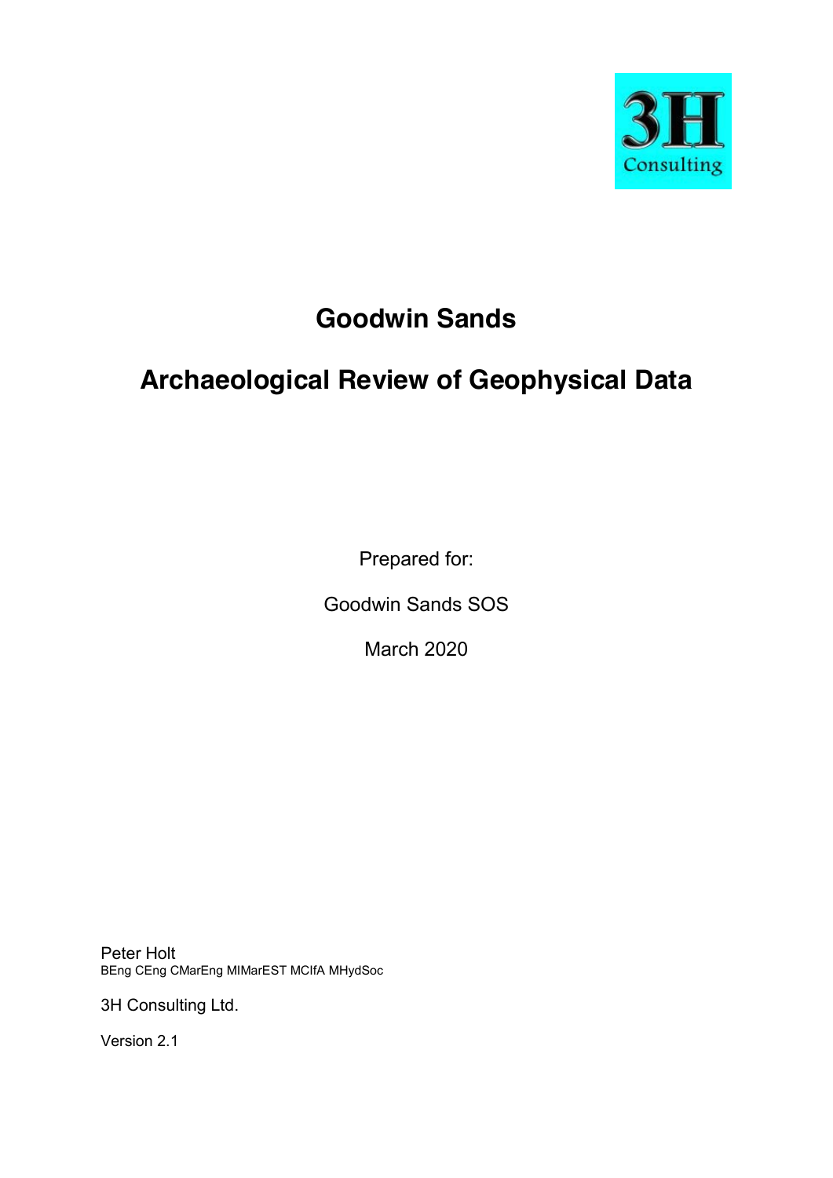3H Consulting

# Goodwin Sands

# Archaeological Review of Geophysical Data

Prepared for:

Goodwin Sands SOS

March 2020

Peter Holt
BEng CEng CMarEng MIMarEST MCIfA MHydSoc

3H Consulting Ltd.

Version 2.1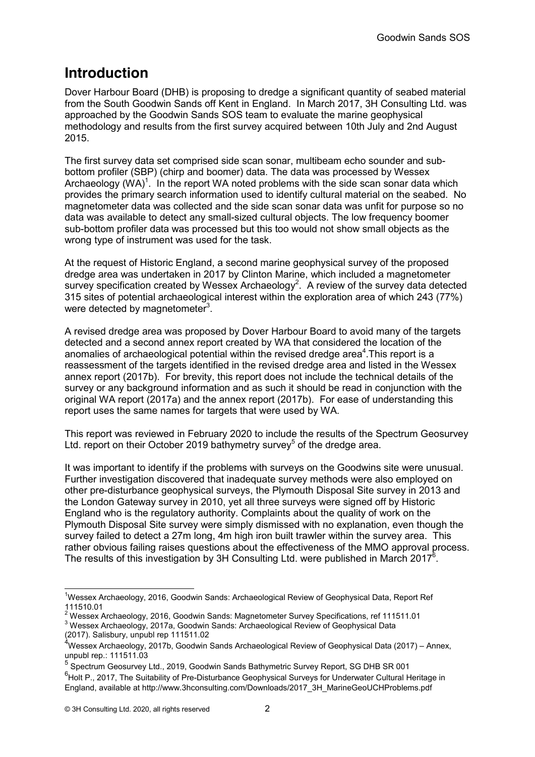# Introduction

Dover Harbour Board (DHB) is proposing to dredge a significant quantity of seabed material from the South Goodwin Sands off Kent in England. In March 2017, 3H Consulting Ltd. was approached by the Goodwin Sands SOS team to evaluate the marine geophysical methodology and results from the first survey acquired between 10th July and 2nd August 2015.

The first survey data set comprised side scan sonar, multibeam echo sounder and sub-bottom profiler (SBP) (chirp and boomer) data. The data was processed by Wessex Archaeology (WA)[1]. In the report WA noted problems with the side scan sonar data which provides the primary search information used to identify cultural material on the seabed. No magnetometer data was collected and the side scan sonar data was unfit for purpose so no data was available to detect any small-sized cultural objects. The low frequency boomer sub-bottom profiler data was processed but this too would not show small objects as the wrong type of instrument was used for the task.

At the request of Historic England, a second marine geophysical survey of the proposed dredge area was undertaken in 2017 by Clinton Marine, which included a magnetometer survey specification created by Wessex Archaeology[2]. A review of the survey data detected 315 sites of potential archaeological interest within the exploration area of which 243 (77%) were detected by magnetometer[3].

A revised dredge area was proposed by Dover Harbour Board to avoid many of the targets detected and a second annex report created by WA that considered the location of the anomalies of archaeological potential within the revised dredge area[4].This report is a reassessment of the targets identified in the revised dredge area and listed in the Wessex annex report (2017b). For brevity, this report does not include the technical details of the survey or any background information and as such it should be read in conjunction with the original WA report (2017a) and the annex report (2017b). For ease of understanding this report uses the same names for targets that were used by WA.

This report was reviewed in February 2020 to include the results of the Spectrum Geosurvey Ltd. report on their October 2019 bathymetry survey[5] of the dredge area.

It was important to identify if the problems with surveys on the Goodwins site were unusual. Further investigation discovered that inadequate survey methods were also employed on other pre-disturbance geophysical surveys, the Plymouth Disposal Site survey in 2013 and the London Gateway survey in 2010, yet all three surveys were signed off by Historic England who is the regulatory authority. Complaints about the quality of work on the Plymouth Disposal Site survey were simply dismissed with no explanation, even though the survey failed to detect a 27m long, 4m high iron built trawler within the survey area. This rather obvious failing raises questions about the effectiveness of the MMO approval process. The results of this investigation by 3H Consulting Ltd. were published in March 2017[6].

---

[1] Wessex Archaeology, 2016, Goodwin Sands: Archaeological Review of Geophysical Data, Report Ref 111510.01

[2] Wessex Archaeology, 2016, Goodwin Sands: Magnetometer Survey Specifications, ref 111511.01

[3] Wessex Archaeology, 2017a, Goodwin Sands: Archaeological Review of Geophysical Data (2017). Salisbury, unpubl rep 111511.02

[4] Wessex Archaeology, 2017b, Goodwin Sands Archaeological Review of Geophysical Data (2017) – Annex, unpubl rep.: 111511.03

[5] Spectrum Geosurvey Ltd., 2019, Goodwin Sands Bathymetric Survey Report, SG DHB SR 001

[6] Holt P., 2017, The Suitability of Pre-Disturbance Geophysical Surveys for Underwater Cultural Heritage in England, available at http://www.3hconsulting.com/Downloads/2017_3H_MarineGeoUCHProblems.pdf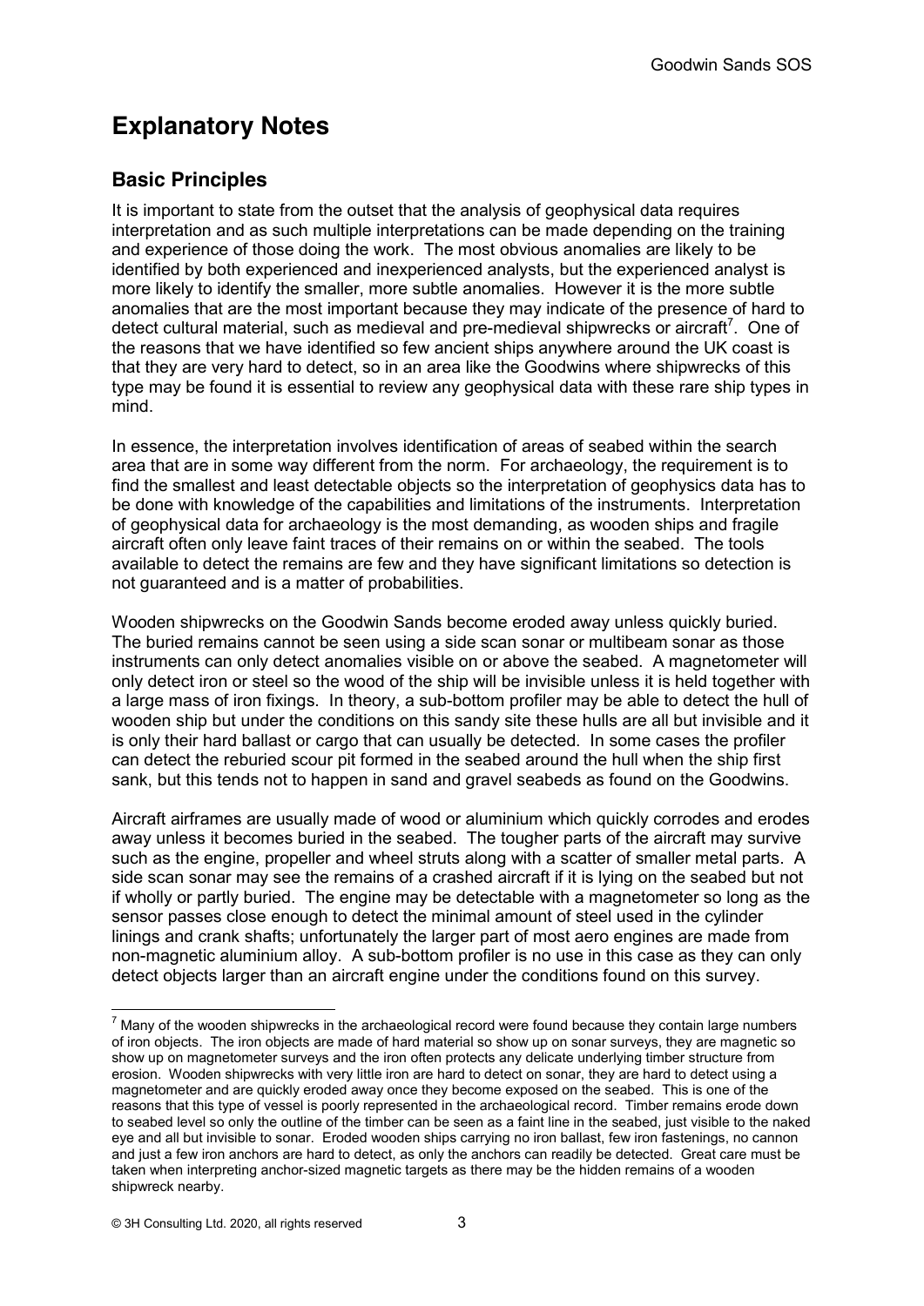# Explanatory Notes

## Basic Principles

It is important to state from the outset that the analysis of geophysical data requires interpretation and as such multiple interpretations can be made depending on the training and experience of those doing the work. The most obvious anomalies are likely to be identified by both experienced and inexperienced analysts, but the experienced analyst is more likely to identify the smaller, more subtle anomalies. However it is the more subtle anomalies that are the most important because they may indicate of the presence of hard to detect cultural material, such as medieval and pre-medieval shipwrecks or aircraft[7]. One of the reasons that we have identified so few ancient ships anywhere around the UK coast is that they are very hard to detect, so in an area like the Goodwins where shipwrecks of this type may be found it is essential to review any geophysical data with these rare ship types in mind.

In essence, the interpretation involves identification of areas of seabed within the search area that are in some way different from the norm. For archaeology, the requirement is to find the smallest and least detectable objects so the interpretation of geophysics data has to be done with knowledge of the capabilities and limitations of the instruments. Interpretation of geophysical data for archaeology is the most demanding, as wooden ships and fragile aircraft often only leave faint traces of their remains on or within the seabed. The tools available to detect the remains are few and they have significant limitations so detection is not guaranteed and is a matter of probabilities.

Wooden shipwrecks on the Goodwin Sands become eroded away unless quickly buried. The buried remains cannot be seen using a side scan sonar or multibeam sonar as those instruments can only detect anomalies visible on or above the seabed. A magnetometer will only detect iron or steel so the wood of the ship will be invisible unless it is held together with a large mass of iron fixings. In theory, a sub-bottom profiler may be able to detect the hull of wooden ship but under the conditions on this sandy site these hulls are all but invisible and it is only their hard ballast or cargo that can usually be detected. In some cases the profiler can detect the reburied scour pit formed in the seabed around the hull when the ship first sank, but this tends not to happen in sand and gravel seabeds as found on the Goodwins.

Aircraft airframes are usually made of wood or aluminium which quickly corrodes and erodes away unless it becomes buried in the seabed. The tougher parts of the aircraft may survive such as the engine, propeller and wheel struts along with a scatter of smaller metal parts. A side scan sonar may see the remains of a crashed aircraft if it is lying on the seabed but not if wholly or partly buried. The engine may be detectable with a magnetometer so long as the sensor passes close enough to detect the minimal amount of steel used in the cylinder linings and crank shafts; unfortunately the larger part of most aero engines are made from non-magnetic aluminium alloy. A sub-bottom profiler is no use in this case as they can only detect objects larger than an aircraft engine under the conditions found on this survey.

---

[7] Many of the wooden shipwrecks in the archaeological record were found because they contain large numbers of iron objects. The iron objects are made of hard material so show up on sonar surveys, they are magnetic so show up on magnetometer surveys and the iron often protects any delicate underlying timber structure from erosion. Wooden shipwrecks with very little iron are hard to detect on sonar, they are hard to detect using a magnetometer and are quickly eroded away once they become exposed on the seabed. This is one of the reasons that this type of vessel is poorly represented in the archaeological record. Timber remains erode down to seabed level so only the outline of the timber can be seen as a faint line in the seabed, just visible to the naked eye and all but invisible to sonar. Eroded wooden ships carrying no iron ballast, few iron fastenings, no cannon and just a few iron anchors are hard to detect, as only the anchors can readily be detected. Great care must be taken when interpreting anchor-sized magnetic targets as there may be the hidden remains of a wooden shipwreck nearby.

© 3H Consulting Ltd. 2020, all rights reserved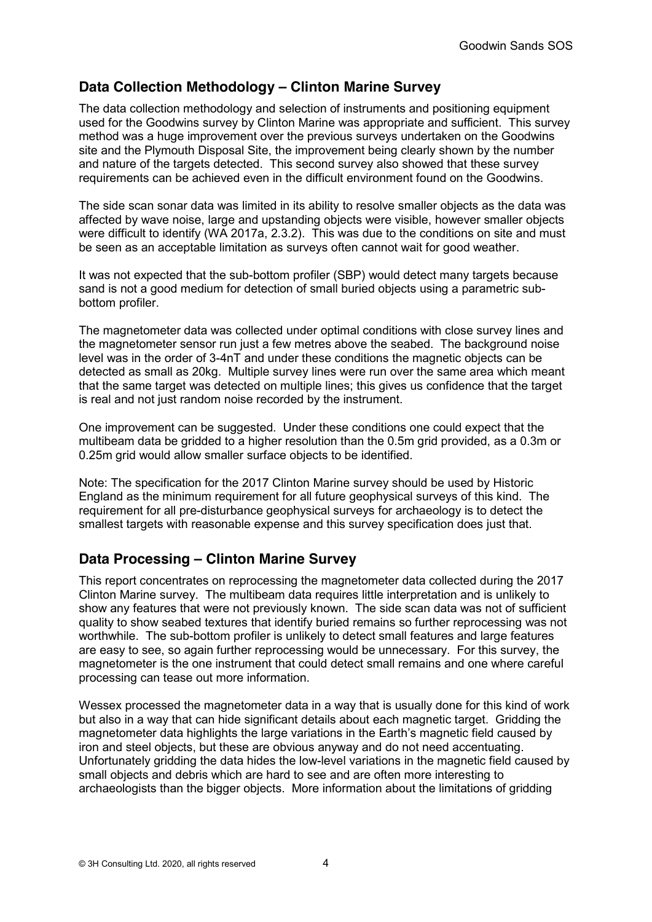## Data Collection Methodology – Clinton Marine Survey

The data collection methodology and selection of instruments and positioning equipment used for the Goodwins survey by Clinton Marine was appropriate and sufficient. This survey method was a huge improvement over the previous surveys undertaken on the Goodwins site and the Plymouth Disposal Site, the improvement being clearly shown by the number and nature of the targets detected. This second survey also showed that these survey requirements can be achieved even in the difficult environment found on the Goodwins.

The side scan sonar data was limited in its ability to resolve smaller objects as the data was affected by wave noise, large and upstanding objects were visible, however smaller objects were difficult to identify (WA 2017a, 2.3.2). This was due to the conditions on site and must be seen as an acceptable limitation as surveys often cannot wait for good weather.

It was not expected that the sub-bottom profiler (SBP) would detect many targets because sand is not a good medium for detection of small buried objects using a parametric sub-bottom profiler.

The magnetometer data was collected under optimal conditions with close survey lines and the magnetometer sensor run just a few metres above the seabed. The background noise level was in the order of 3-4nT and under these conditions the magnetic objects can be detected as small as 20kg. Multiple survey lines were run over the same area which meant that the same target was detected on multiple lines; this gives us confidence that the target is real and not just random noise recorded by the instrument.

One improvement can be suggested. Under these conditions one could expect that the multibeam data be gridded to a higher resolution than the 0.5m grid provided, as a 0.3m or 0.25m grid would allow smaller surface objects to be identified.

Note: The specification for the 2017 Clinton Marine survey should be used by Historic England as the minimum requirement for all future geophysical surveys of this kind. The requirement for all pre-disturbance geophysical surveys for archaeology is to detect the smallest targets with reasonable expense and this survey specification does just that.

## Data Processing – Clinton Marine Survey

This report concentrates on reprocessing the magnetometer data collected during the 2017 Clinton Marine survey. The multibeam data requires little interpretation and is unlikely to show any features that were not previously known. The side scan data was not of sufficient quality to show seabed textures that identify buried remains so further reprocessing was not worthwhile. The sub-bottom profiler is unlikely to detect small features and large features are easy to see, so again further reprocessing would be unnecessary. For this survey, the magnetometer is the one instrument that could detect small remains and one where careful processing can tease out more information.

Wessex processed the magnetometer data in a way that is usually done for this kind of work but also in a way that can hide significant details about each magnetic target. Gridding the magnetometer data highlights the large variations in the Earth's magnetic field caused by iron and steel objects, but these are obvious anyway and do not need accentuating. Unfortunately gridding the data hides the low-level variations in the magnetic field caused by small objects and debris which are hard to see and are often more interesting to archaeologists than the bigger objects. More information about the limitations of gridding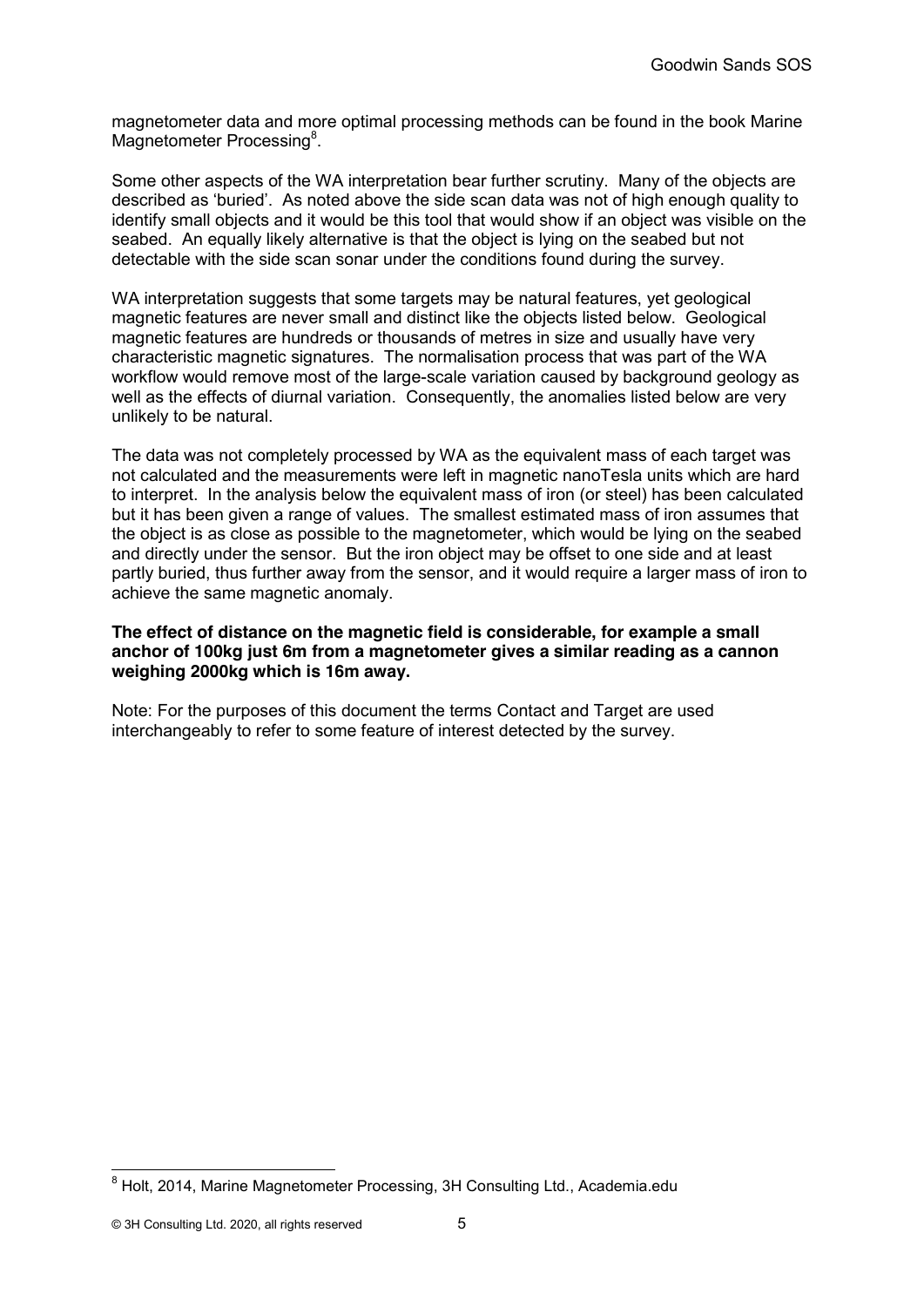magnetometer data and more optimal processing methods can be found in the book Marine Magnetometer Processing[8].

Some other aspects of the WA interpretation bear further scrutiny. Many of the objects are described as 'buried'. As noted above the side scan data was not of high enough quality to identify small objects and it would be this tool that would show if an object was visible on the seabed. An equally likely alternative is that the object is lying on the seabed but not detectable with the side scan sonar under the conditions found during the survey.

WA interpretation suggests that some targets may be natural features, yet geological magnetic features are never small and distinct like the objects listed below. Geological magnetic features are hundreds or thousands of metres in size and usually have very characteristic magnetic signatures. The normalisation process that was part of the WA workflow would remove most of the large-scale variation caused by background geology as well as the effects of diurnal variation. Consequently, the anomalies listed below are very unlikely to be natural.

The data was not completely processed by WA as the equivalent mass of each target was not calculated and the measurements were left in magnetic nanoTesla units which are hard to interpret. In the analysis below the equivalent mass of iron (or steel) has been calculated but it has been given a range of values. The smallest estimated mass of iron assumes that the object is as close as possible to the magnetometer, which would be lying on the seabed and directly under the sensor. But the iron object may be offset to one side and at least partly buried, thus further away from the sensor, and it would require a larger mass of iron to achieve the same magnetic anomaly.

**The effect of distance on the magnetic field is considerable, for example a small anchor of 100kg just 6m from a magnetometer gives a similar reading as a cannon weighing 2000kg which is 16m away.**

Note: For the purposes of this document the terms Contact and Target are used interchangeably to refer to some feature of interest detected by the survey.

[8] Holt, 2014, Marine Magnetometer Processing, 3H Consulting Ltd., Academia.edu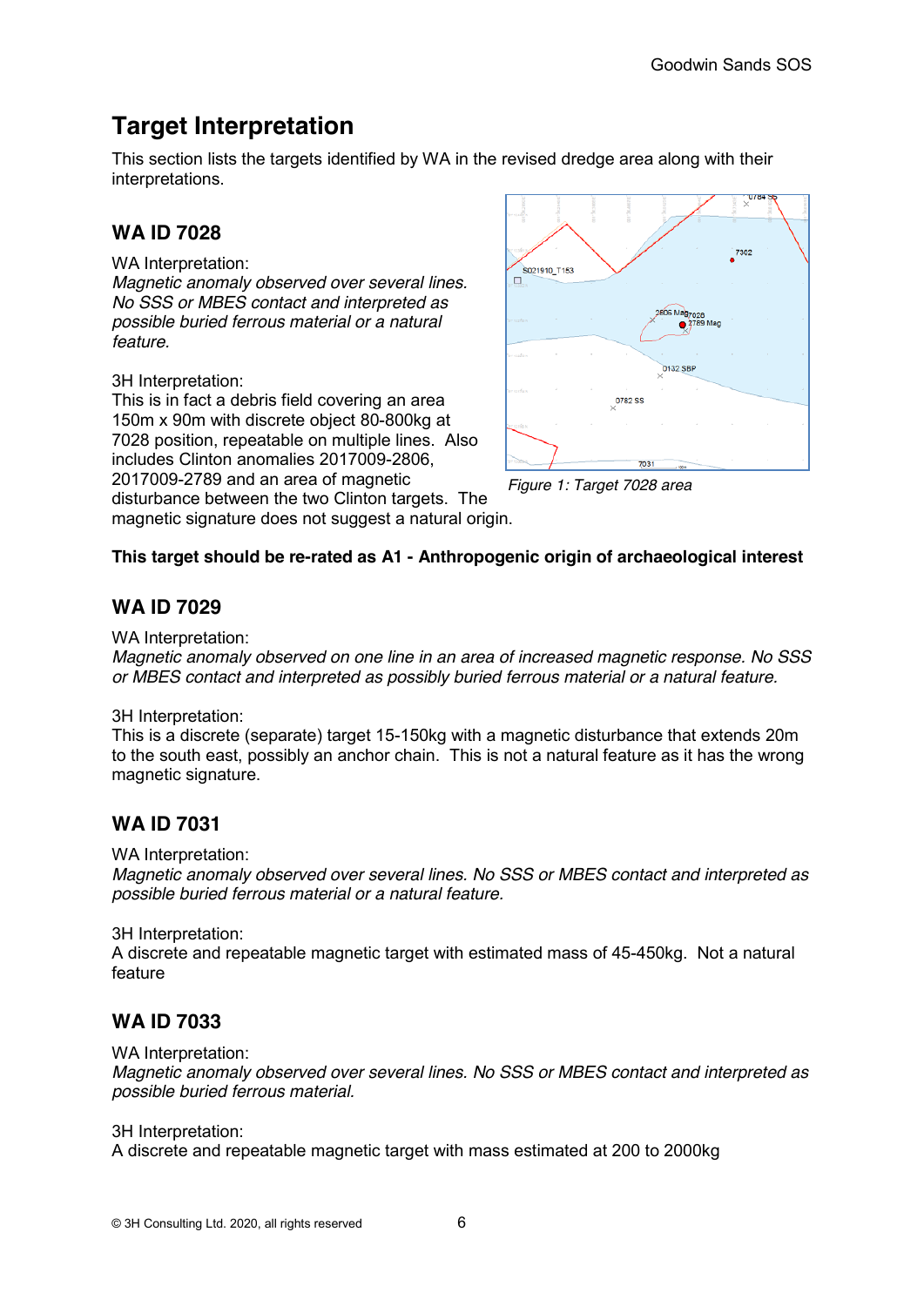# Target Interpretation

This section lists the targets identified by WA in the revised dredge area along with their interpretations.

## WA ID 7028

WA Interpretation:
*Magnetic anomaly observed over several lines. No SSS or MBES contact and interpreted as possible buried ferrous material or a natural feature.*

3H Interpretation:
This is in fact a debris field covering an area 150m x 90m with discrete object 80-800kg at 7028 position, repeatable on multiple lines. Also includes Clinton anomalies 2017009-2806, 2017009-2789 and an area of magnetic disturbance between the two Clinton targets. The magnetic signature does not suggest a natural origin.

*Figure 1: Target 7028 area*

**This target should be re-rated as A1 - Anthropogenic origin of archaeological interest**

## WA ID 7029

WA Interpretation:
*Magnetic anomaly observed on one line in an area of increased magnetic response. No SSS or MBES contact and interpreted as possibly buried ferrous material or a natural feature.*

3H Interpretation:
This is a discrete (separate) target 15-150kg with a magnetic disturbance that extends 20m to the south east, possibly an anchor chain. This is not a natural feature as it has the wrong magnetic signature.

## WA ID 7031

WA Interpretation:
*Magnetic anomaly observed over several lines. No SSS or MBES contact and interpreted as possible buried ferrous material or a natural feature.*

3H Interpretation:
A discrete and repeatable magnetic target with estimated mass of 45-450kg. Not a natural feature

## WA ID 7033

WA Interpretation:
*Magnetic anomaly observed over several lines. No SSS or MBES contact and interpreted as possible buried ferrous material.*

3H Interpretation:
A discrete and repeatable magnetic target with mass estimated at 200 to 2000kg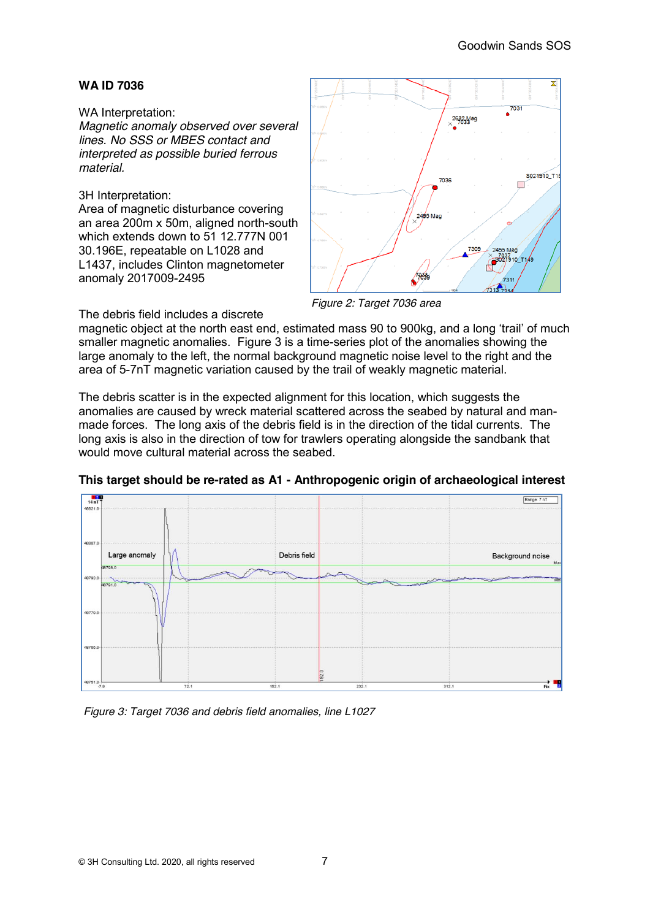**WA ID 7036**

WA Interpretation:
*Magnetic anomaly observed over several lines. No SSS or MBES contact and interpreted as possible buried ferrous material.*

3H Interpretation:
Area of magnetic disturbance covering an area 200m x 50m, aligned north-south which extends down to 51 12.777N 001 30.196E, repeatable on L1028 and L1437, includes Clinton magnetometer anomaly 2017009-2495

*Figure 2: Target 7036 area*

The debris field includes a discrete magnetic object at the north east end, estimated mass 90 to 900kg, and a long 'trail' of much smaller magnetic anomalies. Figure 3 is a time-series plot of the anomalies showing the large anomaly to the left, the normal background magnetic noise level to the right and the area of 5-7nT magnetic variation caused by the trail of weakly magnetic material.

The debris scatter is in the expected alignment for this location, which suggests the anomalies are caused by wreck material scattered across the seabed by natural and man-made forces. The long axis of the debris field is in the direction of the tidal currents. The long axis is also in the direction of tow for trawlers operating alongside the sandbank that would move cultural material across the seabed.

**This target should be re-rated as A1 - Anthropogenic origin of archaeological interest**

*Figure 3: Target 7036 and debris field anomalies, line L1027*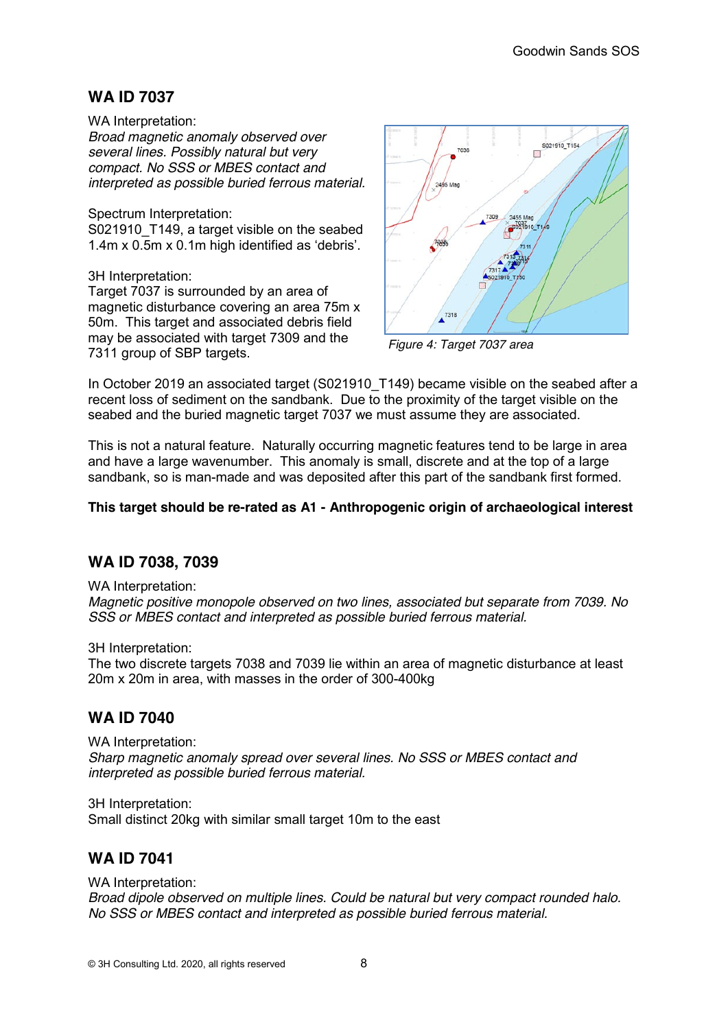## WA ID 7037

WA Interpretation:
*Broad magnetic anomaly observed over several lines. Possibly natural but very compact. No SSS or MBES contact and interpreted as possible buried ferrous material.*

Spectrum Interpretation:
S021910_T149, a target visible on the seabed 1.4m x 0.5m x 0.1m high identified as 'debris'.

3H Interpretation:
Target 7037 is surrounded by an area of magnetic disturbance covering an area 75m x 50m. This target and associated debris field may be associated with target 7309 and the 7311 group of SBP targets.

*Figure 4: Target 7037 area*

In October 2019 an associated target (S021910_T149) became visible on the seabed after a recent loss of sediment on the sandbank. Due to the proximity of the target visible on the seabed and the buried magnetic target 7037 we must assume they are associated.

This is not a natural feature. Naturally occurring magnetic features tend to be large in area and have a large wavenumber. This anomaly is small, discrete and at the top of a large sandbank, so is man-made and was deposited after this part of the sandbank first formed.

**This target should be re-rated as A1 - Anthropogenic origin of archaeological interest**

## WA ID 7038, 7039

WA Interpretation:
*Magnetic positive monopole observed on two lines, associated but separate from 7039. No SSS or MBES contact and interpreted as possible buried ferrous material.*

3H Interpretation:
The two discrete targets 7038 and 7039 lie within an area of magnetic disturbance at least 20m x 20m in area, with masses in the order of 300-400kg

## WA ID 7040

WA Interpretation:
*Sharp magnetic anomaly spread over several lines. No SSS or MBES contact and interpreted as possible buried ferrous material.*

3H Interpretation:
Small distinct 20kg with similar small target 10m to the east

## WA ID 7041

WA Interpretation:
*Broad dipole observed on multiple lines. Could be natural but very compact rounded halo. No SSS or MBES contact and interpreted as possible buried ferrous material.*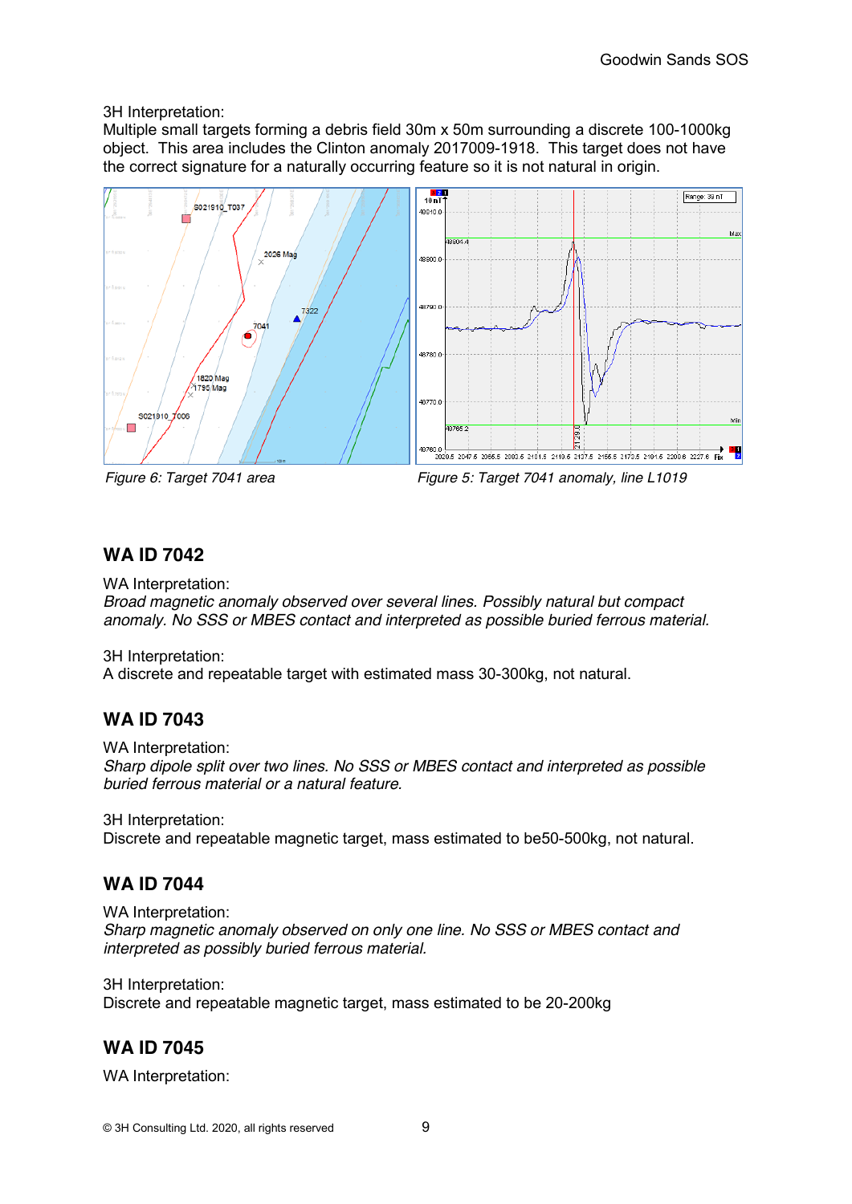3H Interpretation:
Multiple small targets forming a debris field 30m x 50m surrounding a discrete 100-1000kg object. This area includes the Clinton anomaly 2017009-1918. This target does not have the correct signature for a naturally occurring feature so it is not natural in origin.

*Figure 6: Target 7041 area*

*Figure 5: Target 7041 anomaly, line L1019*

## WA ID 7042

WA Interpretation:
*Broad magnetic anomaly observed over several lines. Possibly natural but compact anomaly. No SSS or MBES contact and interpreted as possible buried ferrous material.*

3H Interpretation:
A discrete and repeatable target with estimated mass 30-300kg, not natural.

## WA ID 7043

WA Interpretation:
*Sharp dipole split over two lines. No SSS or MBES contact and interpreted as possible buried ferrous material or a natural feature.*

3H Interpretation:
Discrete and repeatable magnetic target, mass estimated to be50-500kg, not natural.

## WA ID 7044

WA Interpretation:
*Sharp magnetic anomaly observed on only one line. No SSS or MBES contact and interpreted as possibly buried ferrous material.*

3H Interpretation:
Discrete and repeatable magnetic target, mass estimated to be 20-200kg

## WA ID 7045

WA Interpretation: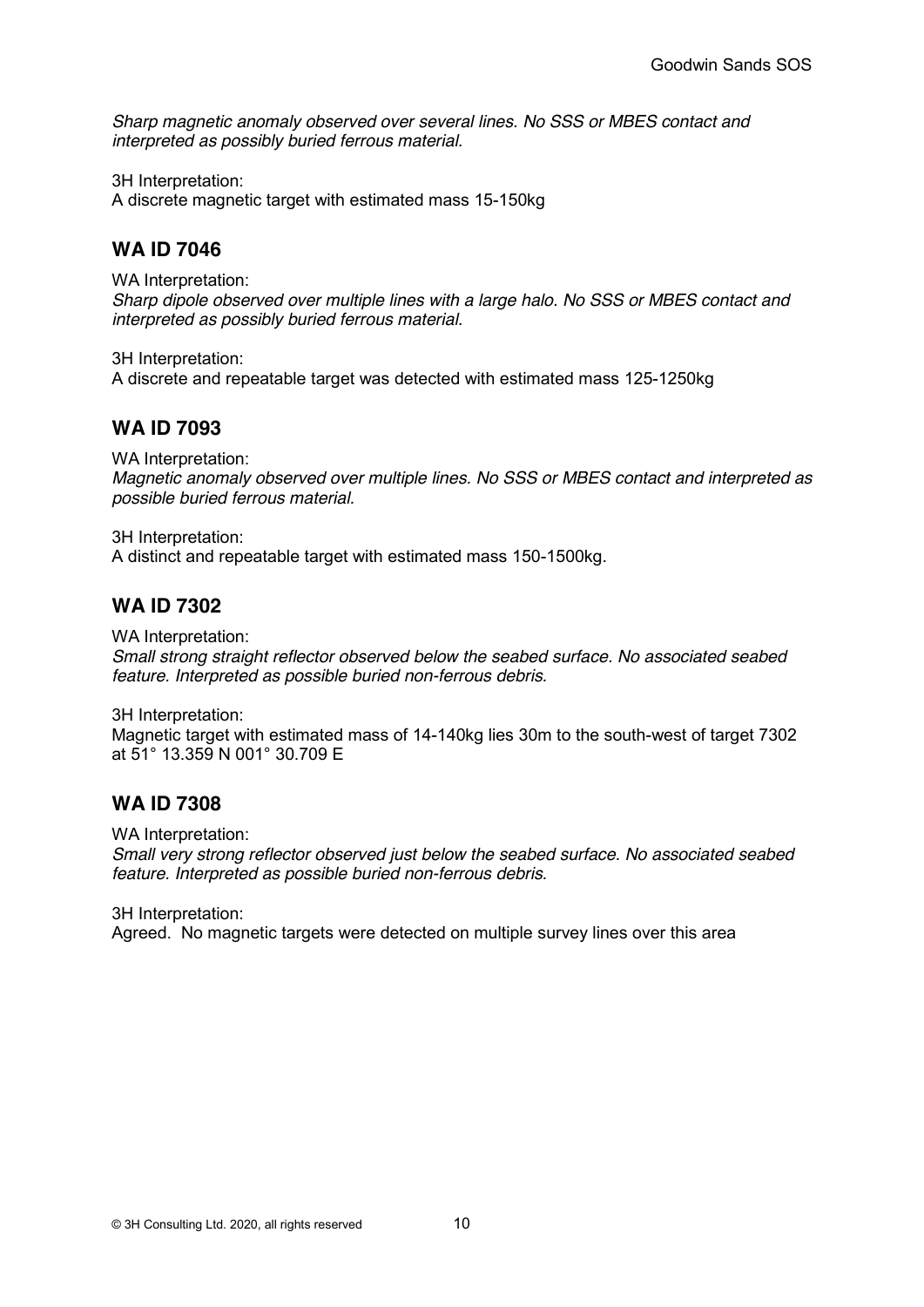*Sharp magnetic anomaly observed over several lines. No SSS or MBES contact and interpreted as possibly buried ferrous material.*

3H Interpretation:
A discrete magnetic target with estimated mass 15-150kg

## WA ID 7046

WA Interpretation:
*Sharp dipole observed over multiple lines with a large halo. No SSS or MBES contact and interpreted as possibly buried ferrous material.*

3H Interpretation:
A discrete and repeatable target was detected with estimated mass 125-1250kg

## WA ID 7093

WA Interpretation:
*Magnetic anomaly observed over multiple lines. No SSS or MBES contact and interpreted as possible buried ferrous material.*

3H Interpretation:
A distinct and repeatable target with estimated mass 150-1500kg.

## WA ID 7302

WA Interpretation:
*Small strong straight reflector observed below the seabed surface. No associated seabed feature. Interpreted as possible buried non-ferrous debris.*

3H Interpretation:
Magnetic target with estimated mass of 14-140kg lies 30m to the south-west of target 7302 at 51° 13.359 N 001° 30.709 E

## WA ID 7308

WA Interpretation:
*Small very strong reflector observed just below the seabed surface. No associated seabed feature. Interpreted as possible buried non-ferrous debris.*

3H Interpretation:
Agreed. No magnetic targets were detected on multiple survey lines over this area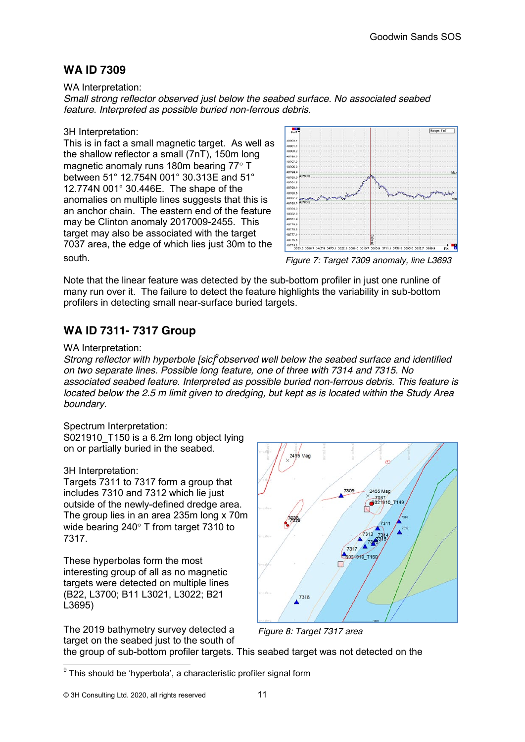## WA ID 7309

WA Interpretation:

*Small strong reflector observed just below the seabed surface. No associated seabed feature. Interpreted as possible buried non-ferrous debris.*

3H Interpretation:

This is in fact a small magnetic target. As well as the shallow reflector a small (7nT), 150m long magnetic anomaly runs 180m bearing 77° T between 51° 12.754N 001° 30.313E and 51° 12.774N 001° 30.446E. The shape of the anomalies on multiple lines suggests that this is an anchor chain. The eastern end of the feature may be Clinton anomaly 2017009-2455. This target may also be associated with the target 7037 area, the edge of which lies just 30m to the south.

*Figure 7: Target 7309 anomaly, line L3693*

Note that the linear feature was detected by the sub-bottom profiler in just one runline of many run over it. The failure to detect the feature highlights the variability in sub-bottom profilers in detecting small near-surface buried targets.

## WA ID 7311- 7317 Group

WA Interpretation:

*Strong reflector with hyperbole [sic][9] observed well below the seabed surface and identified on two separate lines. Possible long feature, one of three with 7314 and 7315. No associated seabed feature. Interpreted as possible buried non-ferrous debris. This feature is located below the 2.5 m limit given to dredging, but kept as is located within the Study Area boundary.*

Spectrum Interpretation:

S021910_T150 is a 6.2m long object lying on or partially buried in the seabed.

3H Interpretation:

Targets 7311 to 7317 form a group that includes 7310 and 7312 which lie just outside of the newly-defined dredge area. The group lies in an area 235m long x 70m wide bearing 240° T from target 7310 to 7317.

These hyperbolas form the most interesting group of all as no magnetic targets were detected on multiple lines (B22, L3700; B11 L3021, L3022; B21 L3695)

*Figure 8: Target 7317 area*

The 2019 bathymetry survey detected a target on the seabed just to the south of the group of sub-bottom profiler targets. This seabed target was not detected on the

[9] This should be 'hyperbola', a characteristic profiler signal form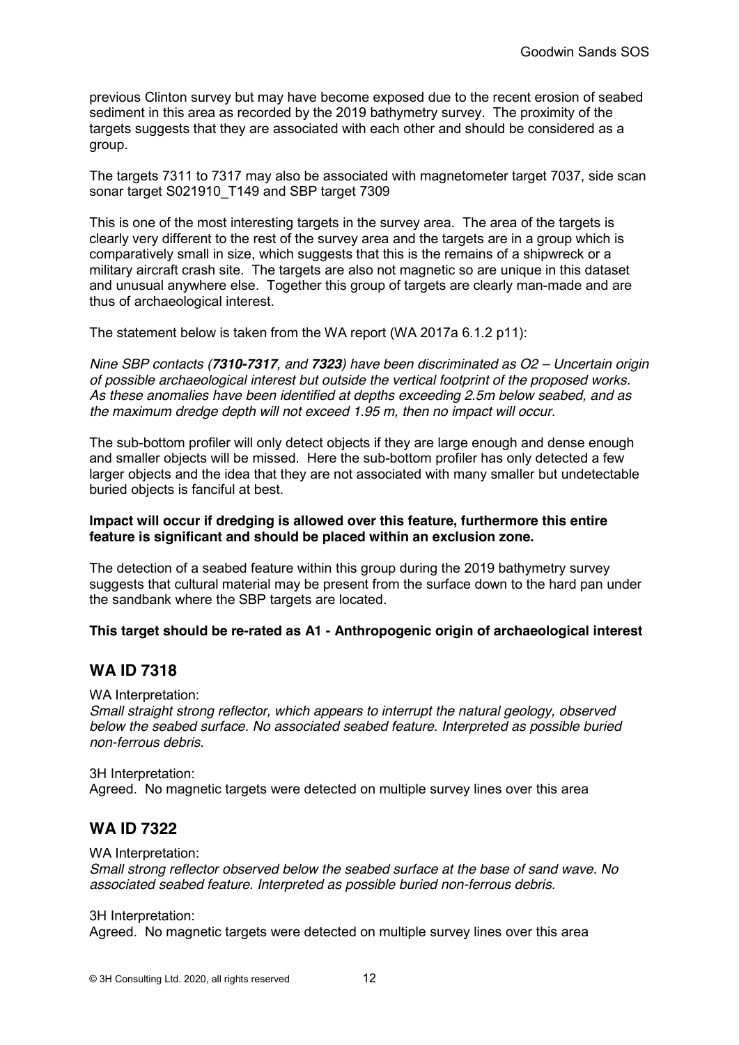previous Clinton survey but may have become exposed due to the recent erosion of seabed sediment in this area as recorded by the 2019 bathymetry survey. The proximity of the targets suggests that they are associated with each other and should be considered as a group.

The targets 7311 to 7317 may also be associated with magnetometer target 7037, side scan sonar target S021910_T149 and SBP target 7309

This is one of the most interesting targets in the survey area. The area of the targets is clearly very different to the rest of the survey area and the targets are in a group which is comparatively small in size, which suggests that this is the remains of a shipwreck or a military aircraft crash site. The targets are also not magnetic so are unique in this dataset and unusual anywhere else. Together this group of targets are clearly man-made and are thus of archaeological interest.

The statement below is taken from the WA report (WA 2017a 6.1.2 p11):

*Nine SBP contacts (**7310-7317**, and **7323**) have been discriminated as O2 – Uncertain origin of possible archaeological interest but outside the vertical footprint of the proposed works. As these anomalies have been identified at depths exceeding 2.5m below seabed, and as the maximum dredge depth will not exceed 1.95 m, then no impact will occur.*

The sub-bottom profiler will only detect objects if they are large enough and dense enough and smaller objects will be missed. Here the sub-bottom profiler has only detected a few larger objects and the idea that they are not associated with many smaller but undetectable buried objects is fanciful at best.

**Impact will occur if dredging is allowed over this feature, furthermore this entire feature is significant and should be placed within an exclusion zone.**

The detection of a seabed feature within this group during the 2019 bathymetry survey suggests that cultural material may be present from the surface down to the hard pan under the sandbank where the SBP targets are located.

**This target should be re-rated as A1 - Anthropogenic origin of archaeological interest**

## WA ID 7318

WA Interpretation:
*Small straight strong reflector, which appears to interrupt the natural geology, observed below the seabed surface. No associated seabed feature. Interpreted as possible buried non-ferrous debris.*

3H Interpretation:
Agreed. No magnetic targets were detected on multiple survey lines over this area

## WA ID 7322

WA Interpretation:
*Small strong reflector observed below the seabed surface at the base of sand wave. No associated seabed feature. Interpreted as possible buried non-ferrous debris.*

3H Interpretation:
Agreed. No magnetic targets were detected on multiple survey lines over this area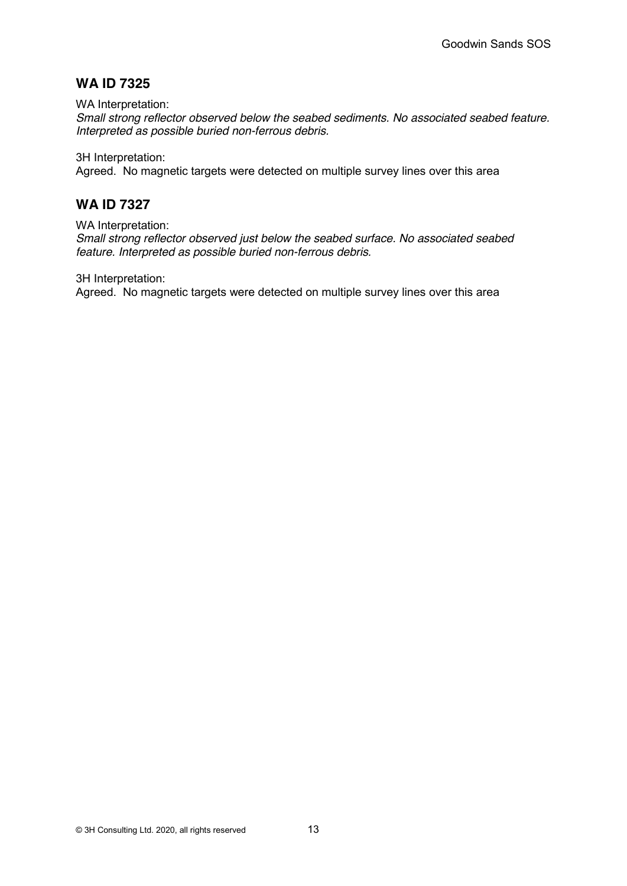## WA ID 7325

WA Interpretation:

*Small strong reflector observed below the seabed sediments. No associated seabed feature. Interpreted as possible buried non-ferrous debris.*

3H Interpretation:

Agreed. No magnetic targets were detected on multiple survey lines over this area

## WA ID 7327

WA Interpretation:

*Small strong reflector observed just below the seabed surface. No associated seabed feature. Interpreted as possible buried non-ferrous debris.*

3H Interpretation:

Agreed. No magnetic targets were detected on multiple survey lines over this area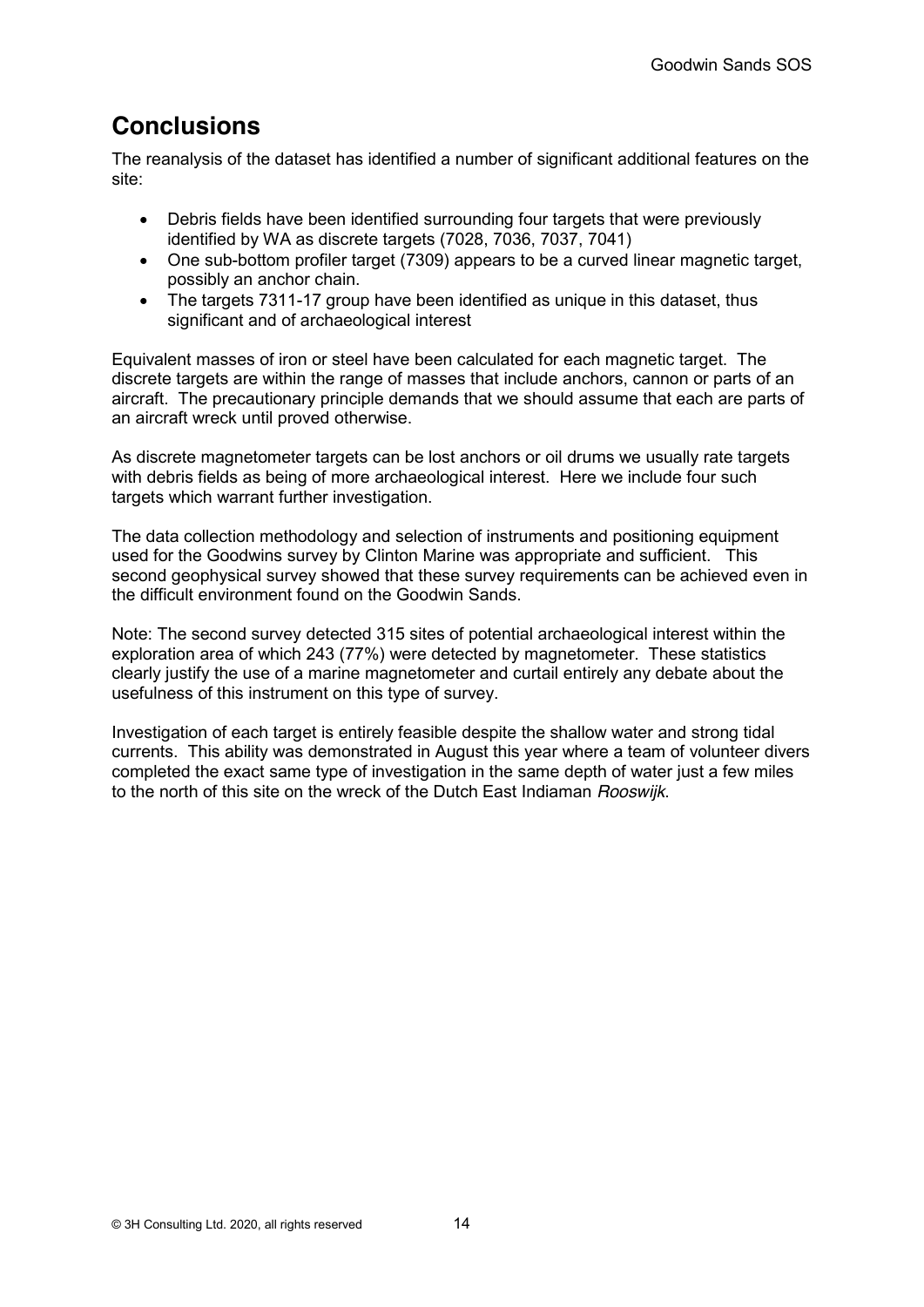## Conclusions

The reanalysis of the dataset has identified a number of significant additional features on the site:

- Debris fields have been identified surrounding four targets that were previously identified by WA as discrete targets (7028, 7036, 7037, 7041)
- One sub-bottom profiler target (7309) appears to be a curved linear magnetic target, possibly an anchor chain.
- The targets 7311-17 group have been identified as unique in this dataset, thus significant and of archaeological interest

Equivalent masses of iron or steel have been calculated for each magnetic target. The discrete targets are within the range of masses that include anchors, cannon or parts of an aircraft. The precautionary principle demands that we should assume that each are parts of an aircraft wreck until proved otherwise.

As discrete magnetometer targets can be lost anchors or oil drums we usually rate targets with debris fields as being of more archaeological interest. Here we include four such targets which warrant further investigation.

The data collection methodology and selection of instruments and positioning equipment used for the Goodwins survey by Clinton Marine was appropriate and sufficient. This second geophysical survey showed that these survey requirements can be achieved even in the difficult environment found on the Goodwin Sands.

Note: The second survey detected 315 sites of potential archaeological interest within the exploration area of which 243 (77%) were detected by magnetometer. These statistics clearly justify the use of a marine magnetometer and curtail entirely any debate about the usefulness of this instrument on this type of survey.

Investigation of each target is entirely feasible despite the shallow water and strong tidal currents. This ability was demonstrated in August this year where a team of volunteer divers completed the exact same type of investigation in the same depth of water just a few miles to the north of this site on the wreck of the Dutch East Indiaman *Rooswijk*.

© 3H Consulting Ltd. 2020, all rights reserved